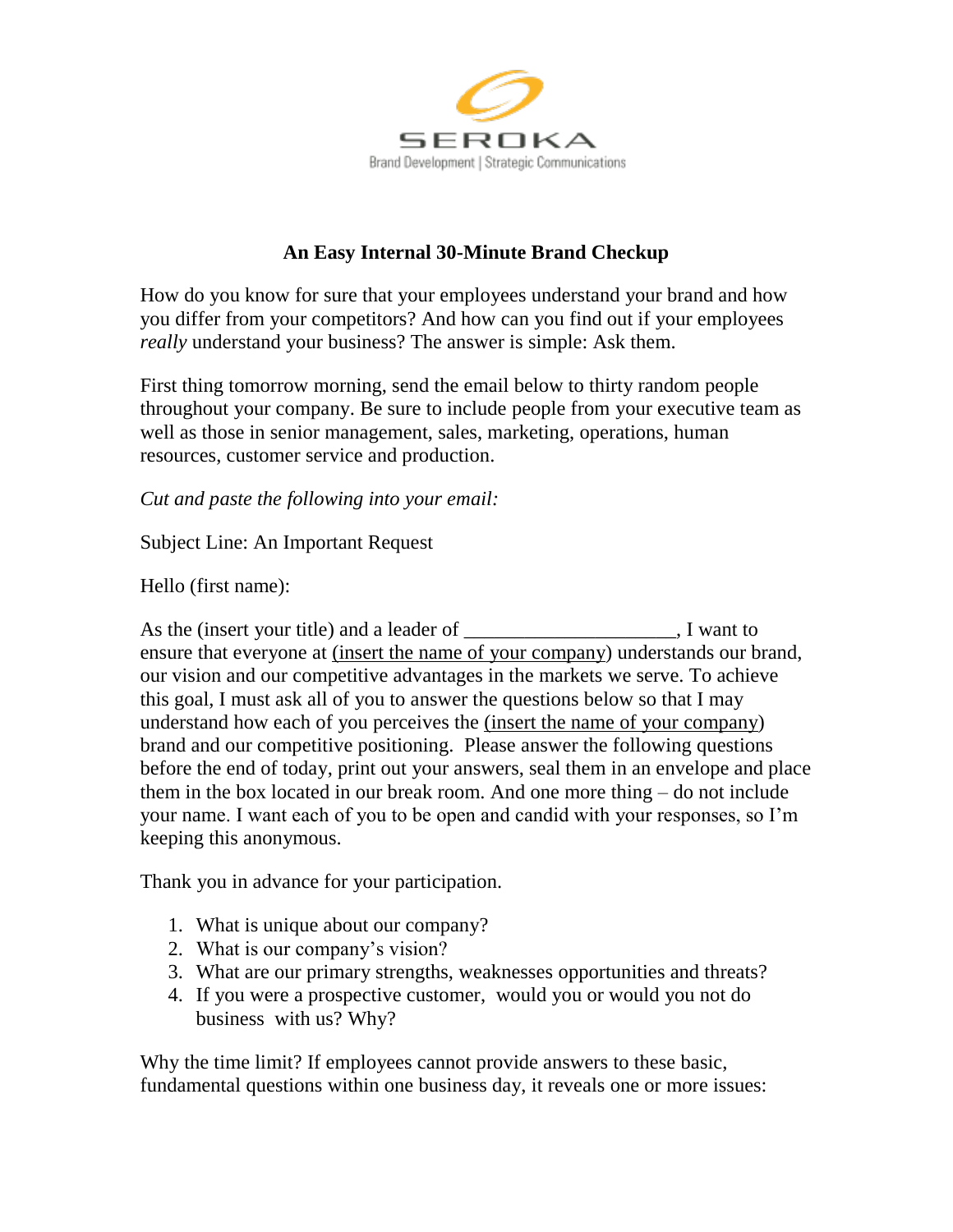SEROKA

Brand Development | Strategic Communications

## An Easy Internal 30-Minute Brand Checkup

How do you know for sure that your employees understand your brand and how you differ from your competitors? And how can you find out if your employees *really* understand your business? The answer is simple: Ask them.

First thing tomorrow morning, send the email below to thirty random people throughout your company. Be sure to include people from your executive team as well as those in senior management, sales, marketing, operations, human resources, customer service and production.

*Cut and paste the following into your email:*

Subject Line: An Important Request

Hello (first name):

As the (insert your title) and a leader of ____________________, I want to ensure that everyone at (insert the name of your company) understands our brand, our vision and our competitive advantages in the markets we serve. To achieve this goal, I must ask all of you to answer the questions below so that I may understand how each of you perceives the (insert the name of your company) brand and our competitive positioning. Please answer the following questions before the end of today, print out your answers, seal them in an envelope and place them in the box located in our break room. And one more thing – do not include your name. I want each of you to be open and candid with your responses, so I'm keeping this anonymous.

Thank you in advance for your participation.

1. What is unique about our company?
2. What is our company's vision?
3. What are our primary strengths, weaknesses opportunities and threats?
4. If you were a prospective customer, would you or would you not do business with us? Why?

Why the time limit? If employees cannot provide answers to these basic, fundamental questions within one business day, it reveals one or more issues: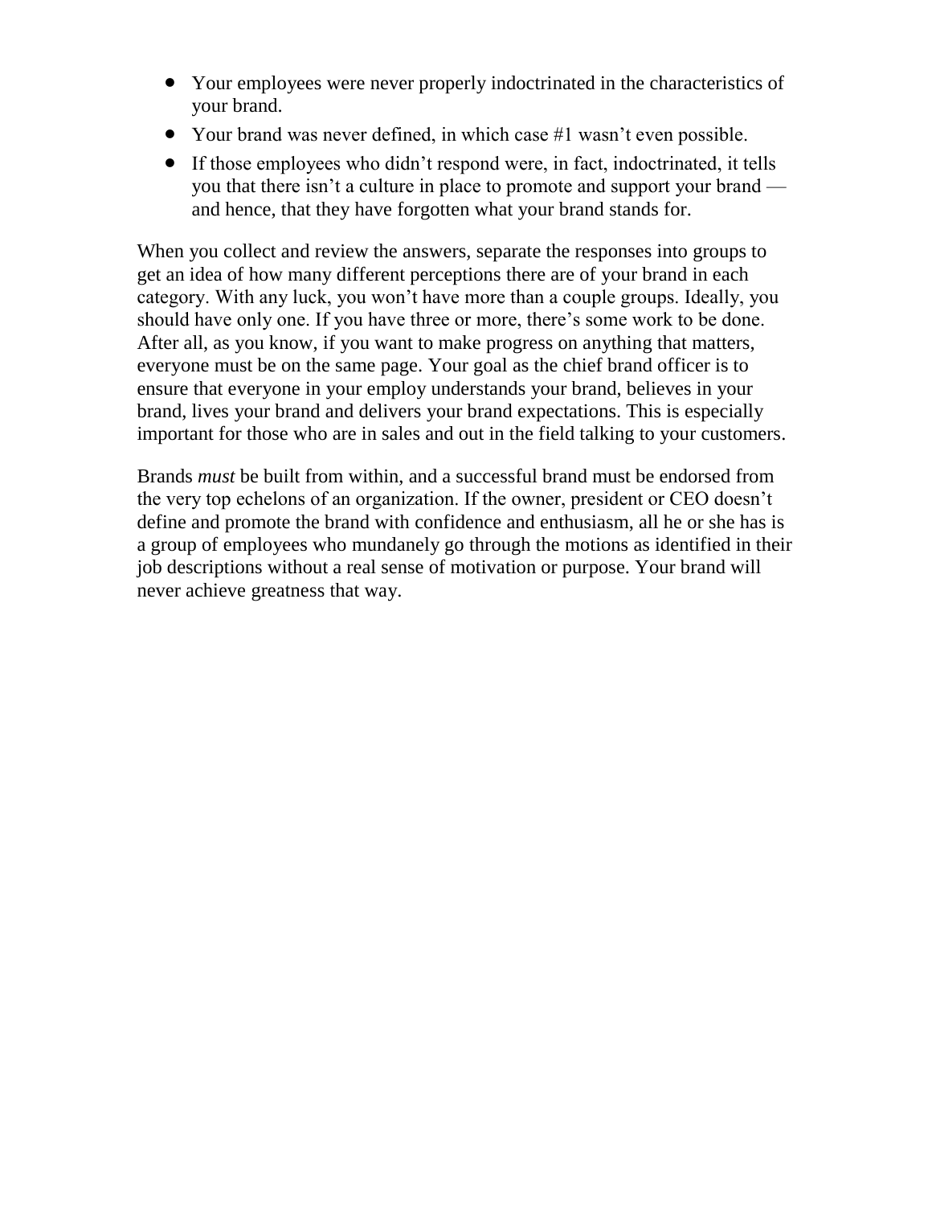- Your employees were never properly indoctrinated in the characteristics of your brand.
- Your brand was never defined, in which case #1 wasn't even possible.
- If those employees who didn't respond were, in fact, indoctrinated, it tells you that there isn't a culture in place to promote and support your brand — and hence, that they have forgotten what your brand stands for.

When you collect and review the answers, separate the responses into groups to get an idea of how many different perceptions there are of your brand in each category. With any luck, you won't have more than a couple groups. Ideally, you should have only one. If you have three or more, there's some work to be done. After all, as you know, if you want to make progress on anything that matters, everyone must be on the same page. Your goal as the chief brand officer is to ensure that everyone in your employ understands your brand, believes in your brand, lives your brand and delivers your brand expectations. This is especially important for those who are in sales and out in the field talking to your customers.

Brands *must* be built from within, and a successful brand must be endorsed from the very top echelons of an organization. If the owner, president or CEO doesn't define and promote the brand with confidence and enthusiasm, all he or she has is a group of employees who mundanely go through the motions as identified in their job descriptions without a real sense of motivation or purpose. Your brand will never achieve greatness that way.